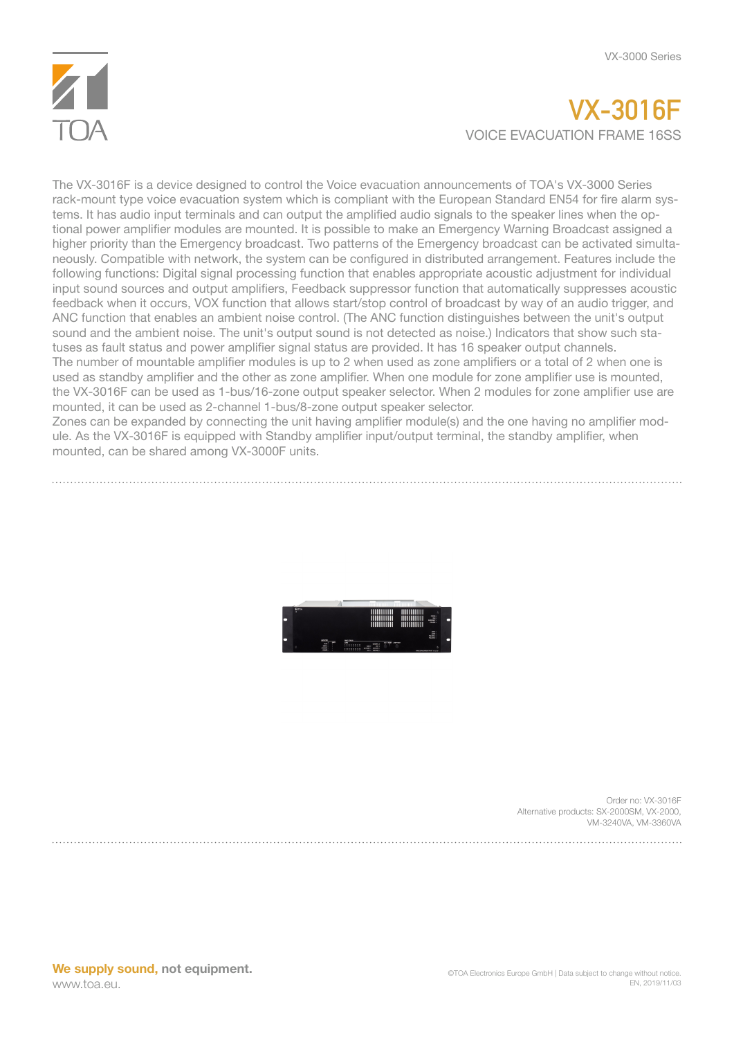# VX-3016F

## VOICE EVACUATION FRAME 16SS

The VX-3016F is a device designed to control the Voice evacuation announcements of TOA's VX-3000 Series rack-mount type voice evacuation system which is compliant with the European Standard EN54 for fire alarm systems. It has audio input terminals and can output the amplified audio signals to the speaker lines when the optional power amplifier modules are mounted. It is possible to make an Emergency Warning Broadcast assigned a higher priority than the Emergency broadcast. Two patterns of the Emergency broadcast can be activated simultaneously. Compatible with network, the system can be configured in distributed arrangement. Features include the following functions: Digital signal processing function that enables appropriate acoustic adjustment for individual input sound sources and output amplifiers, Feedback suppressor function that automatically suppresses acoustic feedback when it occurs, VOX function that allows start/stop control of broadcast by way of an audio trigger, and ANC function that enables an ambient noise control. (The ANC function distinguishes between the unit's output sound and the ambient noise. The unit's output sound is not detected as noise.) Indicators that show such statuses as fault status and power amplifier signal status are provided. It has 16 speaker output channels.
The number of mountable amplifier modules is up to 2 when used as zone amplifiers or a total of 2 when one is used as standby amplifier and the other as zone amplifier. When one module for zone amplifier use is mounted, the VX-3016F can be used as 1-bus/16-zone output speaker selector. When 2 modules for zone amplifier use are mounted, it can be used as 2-channel 1-bus/8-zone output speaker selector.
Zones can be expanded by connecting the unit having amplifier module(s) and the one having no amplifier module. As the VX-3016F is equipped with Standby amplifier input/output terminal, the standby amplifier, when mounted, can be shared among VX-3000F units.

Order no: VX-3016F
Alternative products: SX-2000SM, VX-2000, VM-3240VA, VM-3360VA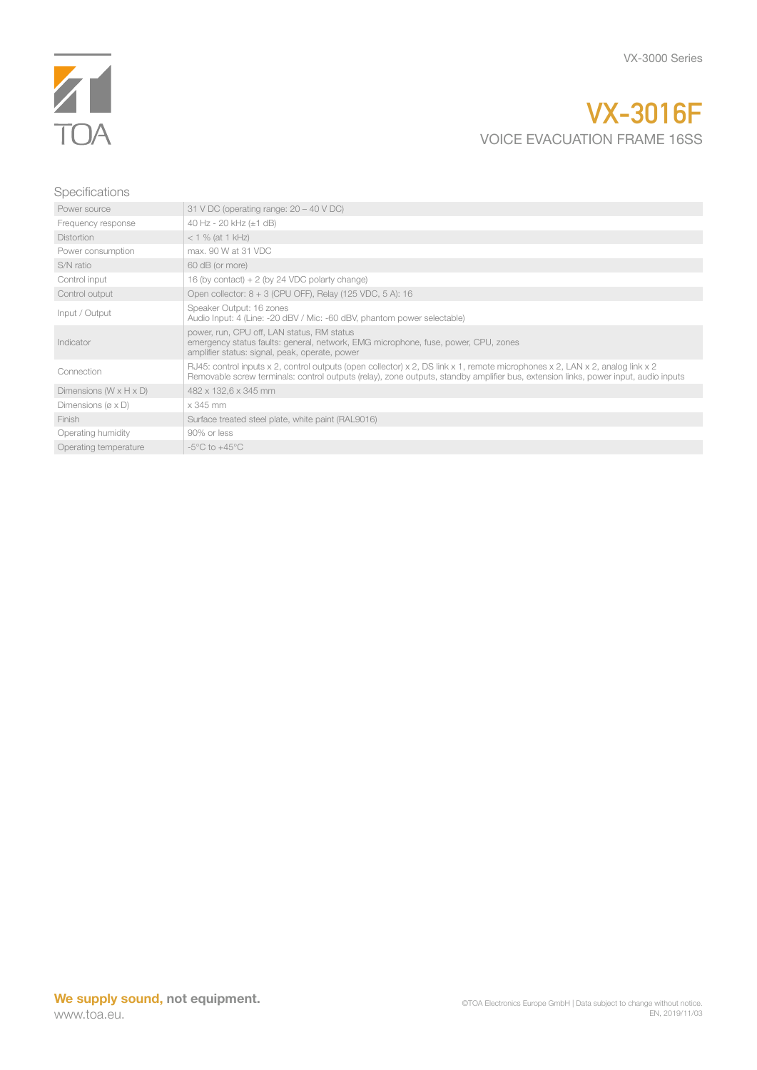TOA

# VX-3016F

VOICE EVACUATION FRAME 16SS

## Specifications

| | |
|---|---|
| Power source | 31 V DC (operating range: 20 – 40 V DC) |
| Frequency response | 40 Hz - 20 kHz (±1 dB) |
| Distortion | < 1 % (at 1 kHz) |
| Power consumption | max. 90 W at 31 VDC |
| S/N ratio | 60 dB (or more) |
| Control input | 16 (by contact) + 2 (by 24 VDC polarty change) |
| Control output | Open collector: 8 + 3 (CPU OFF), Relay (125 VDC, 5 A): 16 |
| Input / Output | Speaker Output: 16 zones<br>Audio Input: 4 (Line: -20 dBV / Mic: -60 dBV, phantom power selectable) |
| Indicator | power, run, CPU off, LAN status, RM status<br>emergency status faults: general, network, EMG microphone, fuse, power, CPU, zones<br>amplifier status: signal, peak, operate, power |
| Connection | RJ45: control inputs x 2, control outputs (open collector) x 2, DS link x 1, remote microphones x 2, LAN x 2, analog link x 2<br>Removable screw terminals: control outputs (relay), zone outputs, standby amplifier bus, extension links, power input, audio inputs |
| Dimensions (W x H x D) | 482 x 132,6 x 345 mm |
| Dimensions (ø x D) | x 345 mm |
| Finish | Surface treated steel plate, white paint (RAL9016) |
| Operating humidity | 90% or less |
| Operating temperature | -5°C to +45°C |

**We supply sound, not equipment.**
www.toa.eu.

©TOA Electronics Europe GmbH | Data subject to change without notice.
EN, 2019/11/03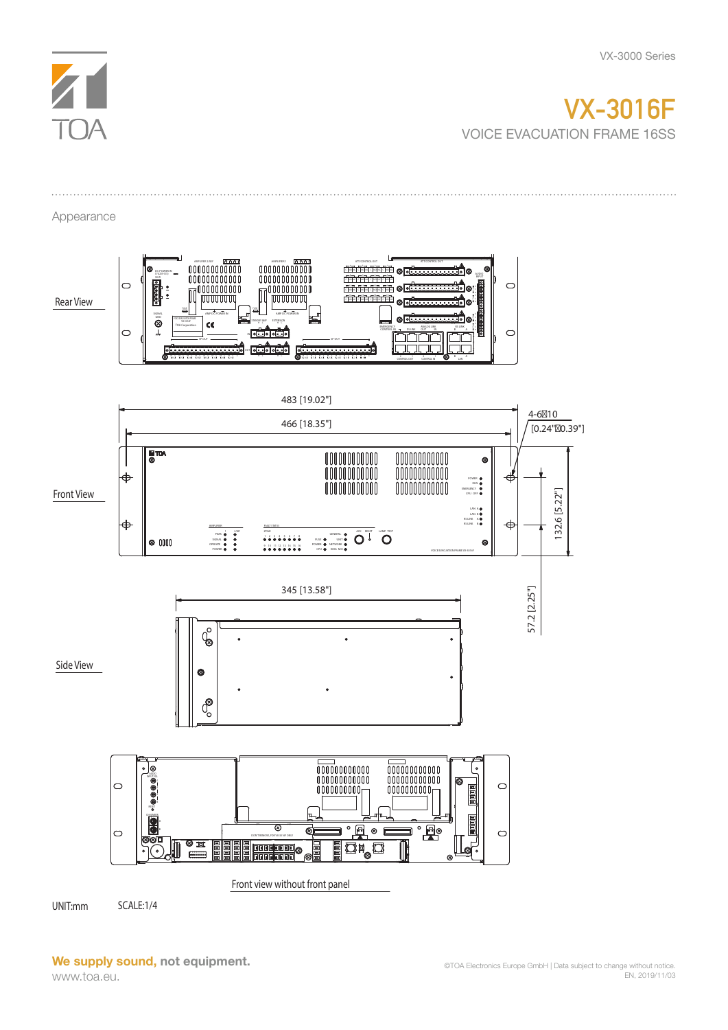VX-3000 Series

# VX-3016F

VOICE EVACUATION FRAME 16SS

## Appearance

Rear View

483 [19.02"]

466 [18.35"]

4-6✕10

[0.24"✕0.39"]

132.6 [5.22"]

Front View

345 [13.58"]

57.2 [2.25"]

Side View

Front view without front panel

UNIT:mm SCALE:1/4

**We supply sound,** not equipment.

www.toa.eu.

©TOA Electronics Europe GmbH | Data subject to change without notice.
EN, 2019/11/03